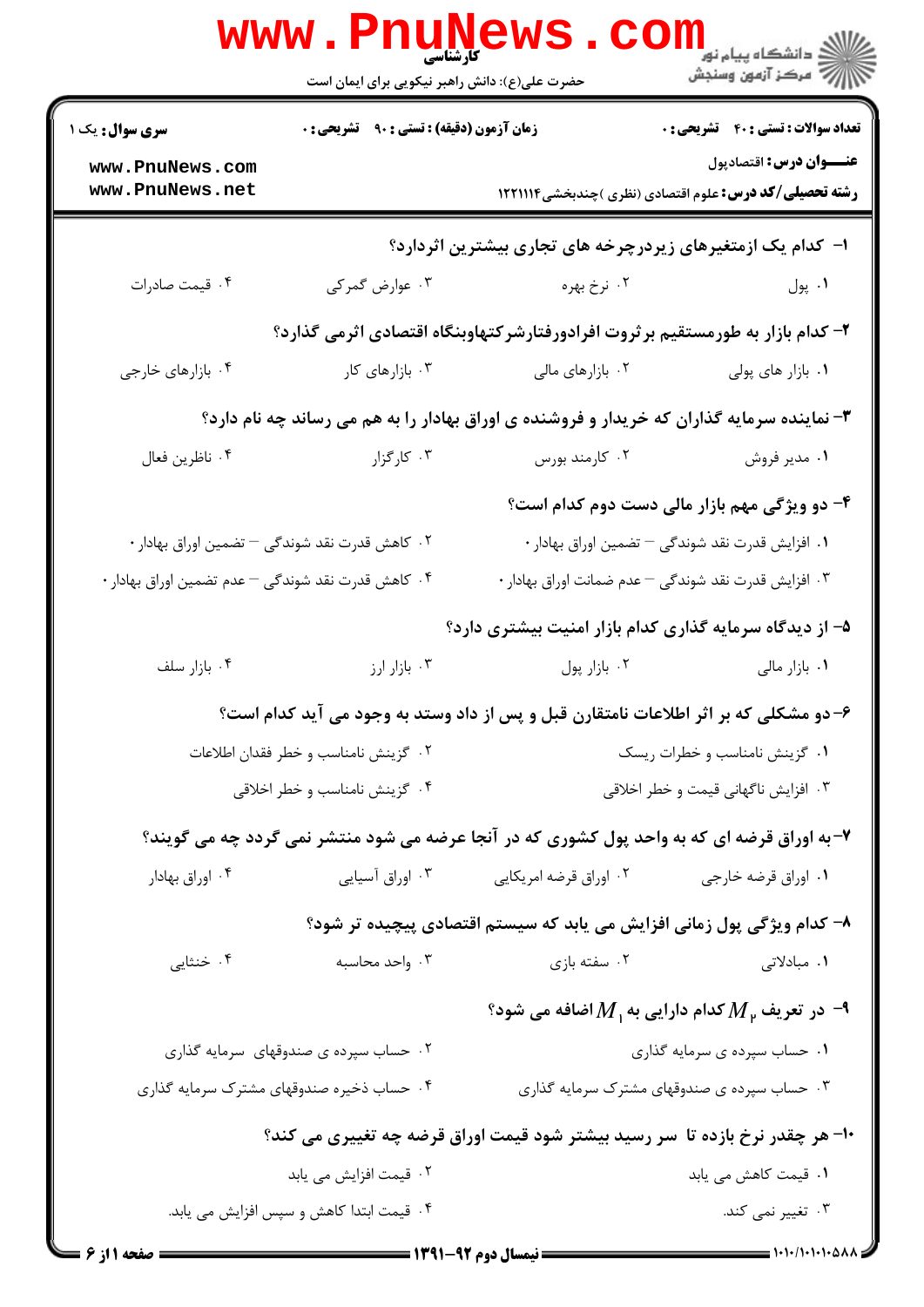کارشناسی

حضرت علی(ع): دانش راهبر نیکویی برای ایمان است

دانشگاه پیام نور
مرکز آزمون وسنجش

**سری سوال:** یک ۱ | **زمان آزمون (دقیقه) : تستی : ۹۰ تشریحی : ۰** | **تعداد سوالات : تستی : ۴۰ تشریحی : ۰**

**عنـــوان درس:** اقتصادپول

**رشته تحصیلی/کد درس:** علوم اقتصادی (نظری )چندبخشی ۱۲۲۱۱۱۴

۱- کدام یک ازمتغیرهای زیردرچرخه های تجاری بیشترین اثردارد؟

۱. پول ۲. نرخ بهره ۳. عوارض گمرکی ۴. قیمت صادرات

۲- کدام بازار به طورمستقیم بر ثروت افرادورفتارشرکتهاوبنگاه اقتصادی اثرمی گذارد؟

۱. بازار های پولی ۲. بازارهای مالی ۳. بازارهای کار ۴. بازارهای خارجی

۳- نماینده سرمایه گذاران که خریدار و فروشنده ی اوراق بهادار را به هم می رساند چه نام دارد؟

۱. مدیر فروش ۲. کارمند بورس ۳. کارگزار ۴. ناظرین فعال

۴- دو ویژگی مهم بازار مالی دست دوم کدام است؟

۱. افزایش قدرت نقد شوندگی – تضمین اوراق بهادار ۰
۲. کاهش قدرت نقد شوندگی – تضمین اوراق بهادار ۰
۳. افزایش قدرت نقد شوندگی – عدم ضمانت اوراق بهادار ۰
۴. کاهش قدرت نقد شوندگی – عدم تضمین اوراق بهادار ۰

۵- از دیدگاه سرمایه گذاری کدام بازار امنیت بیشتری دارد؟

۱. بازار مالی ۲. بازار پول ۳. بازار ارز ۴. بازار سلف

۶- دو مشکلی که بر اثر اطلاعات نامتقارن قبل و پس از داد وستد به وجود می آید کدام است؟

۱. گزینش نامناسب و خطرات ریسک
۲. گزینش نامناسب و خطر فقدان اطلاعات
۳. افزایش ناگهانی قیمت و خطر اخلاقی
۴. گزینش نامناسب و خطر اخلاقی

۷- به اوراق قرضه ای که به واحد پول کشوری که در آنجا عرضه می شود منتشر نمی گردد چه می گویند؟

۱. اوراق قرضه خارجی ۲. اوراق قرضه امریکایی ۳. اوراق آسیایی ۴. اوراق بهادار

۸- کدام ویژگی پول زمانی افزایش می یابد که سیستم اقتصادی پیچیده تر شود؟

۱. مبادلاتی ۲. سفته بازی ۳. واحد محاسبه ۴. خنثایی

۹- در تعریف $M_2$ کدام دارایی به $M_1$ اضافه می شود؟

۱. حساب سپرده ی سرمایه گذاری
۲. حساب سپرده ی صندوقهای سرمایه گذاری
۳. حساب سپرده ی صندوقهای مشترک سرمایه گذاری
۴. حساب ذخیره صندوقهای مشترک سرمایه گذاری

۱۰- هر چقدر نرخ بازده تا سر رسید بیشتر شود قیمت اوراق قرضه چه تغییری می کند؟

۱. قیمت کاهش می یابد
۲. قیمت افزایش می یابد
۳. تغییر نمی کند.
۴. قیمت ابتدا کاهش و سپس افزایش می یابد.

نیمسال دوم ۹۲-۱۳۹۱

۱۰۱۰/۱۰۱۰۱۰۵۸۸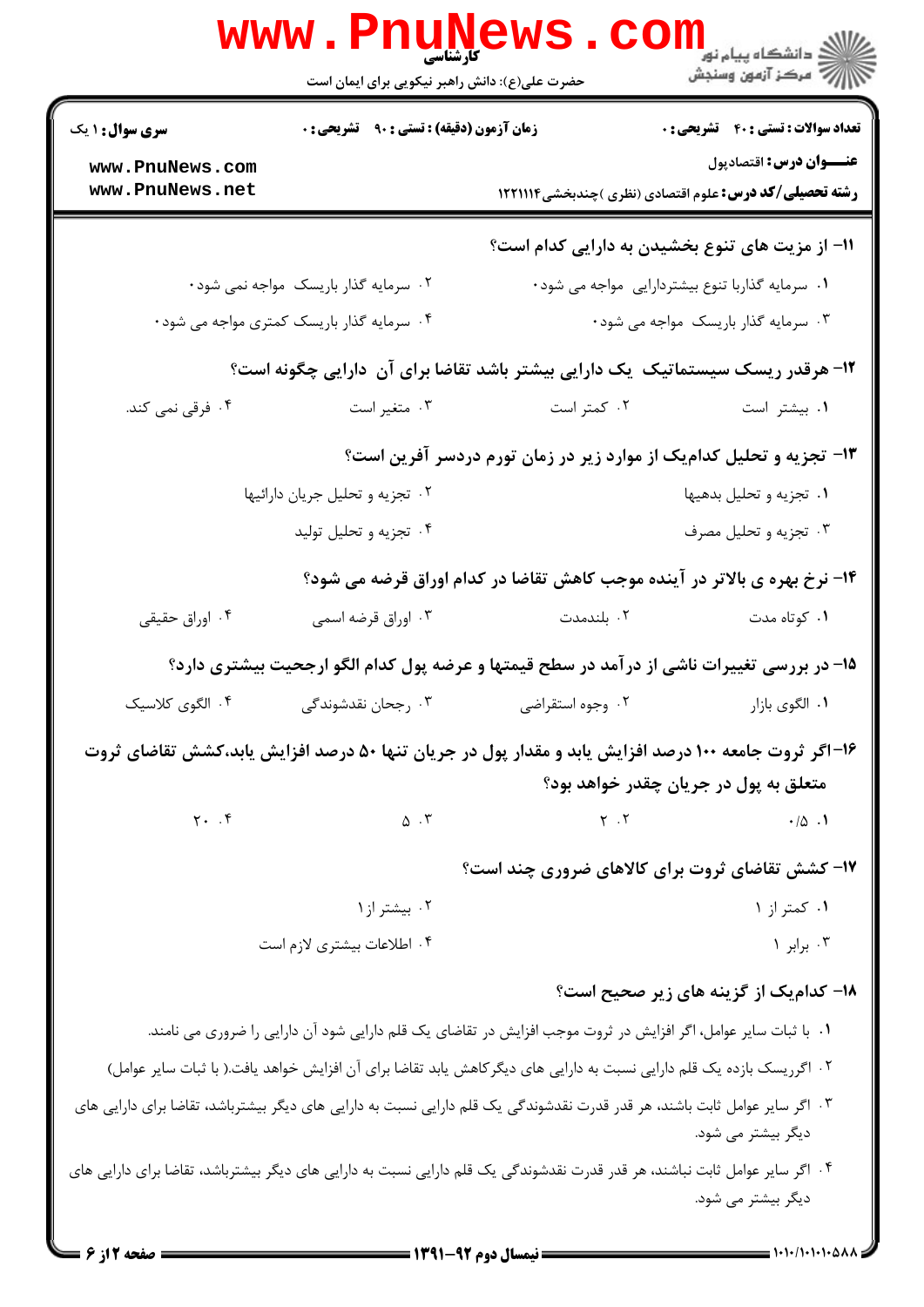۱۱- از مزیت های تنوع بخشیدن به دارایی کدام است؟

۱. سرمایه گذاربا تنوع بیشتردارایی مواجه می شود.

۲. سرمایه گذار باریسک مواجه نمی شود.

۳. سرمایه گذار باریسک مواجه می شود.

۴. سرمایه گذار باریسک کمتری مواجه می شود.

۱۲- هرقدر ریسک سیستماتیک یک دارایی بیشتر باشد تقاضا برای آن دارایی چگونه است؟

۱. بیشتر است

۲. کمتر است

۳. متغیر است

۴. فرقی نمی کند.

۱۳- تجزیه و تحلیل کدام‌یک از موارد زیر در زمان تورم دردسر آفرین است؟

۱. تجزیه و تحلیل بدهیها

۲. تجزیه و تحلیل جریان دارائیها

۳. تجزیه و تحلیل مصرف

۴. تجزیه و تحلیل تولید

۱۴- نرخ بهره ی بالاتر در آینده موجب کاهش تقاضا در کدام اوراق قرضه می شود؟

۱. کوتاه مدت

۲. بلندمدت

۳. اوراق قرضه اسمی

۴. اوراق حقیقی

۱۵- در بررسی تغییرات ناشی از درآمد در سطح قیمتها و عرضه پول کدام الگو ارجحیت بیشتری دارد؟

۱. الگوی بازار

۲. وجوه استقراضی

۳. رجحان نقدشوندگی

۴. الگوی کلاسیک

۱۶- اگر ثروت جامعه ۱۰۰ درصد افزایش یابد و مقدار پول در جریان تنها ۵۰ درصد افزایش یابد،کشش تقاضای ثروت متعلق به پول در جریان چقدر خواهد بود؟

۱. ۰/۵

۲. ۲

۳. ۵

۴. ۲۰

۱۷- کشش تقاضای ثروت برای کالاهای ضروری چند است؟

۱. کمتر از ۱

۲. بیشتر از ۱

۳. برابر ۱

۴. اطلاعات بیشتری لازم است

۱۸- کدام‌یک از گزینه های زیر صحیح است؟

۱. با ثبات سایر عوامل، اگر افزایش در ثروت موجب افزایش در تقاضای یک قلم دارایی شود آن دارایی را ضروری می نامند.

۲. اگرریسک بازده یک قلم دارایی نسبت به دارایی های دیگرکاهش یابد تقاضا برای آن افزایش خواهد یافت.( با ثبات سایر عوامل)

۳. اگر سایر عوامل ثابت باشند، هر قدر قدرت نقدشوندگی یک قلم دارایی نسبت به دارایی های دیگر بیشترباشد، تقاضا برای دارایی های دیگر بیشتر می شود.

۴. اگر سایر عوامل ثابت نباشند، هر قدر قدرت نقدشوندگی یک قلم دارایی نسبت به دارایی های دیگر بیشترباشد، تقاضا برای دارایی های دیگر بیشتر می شود.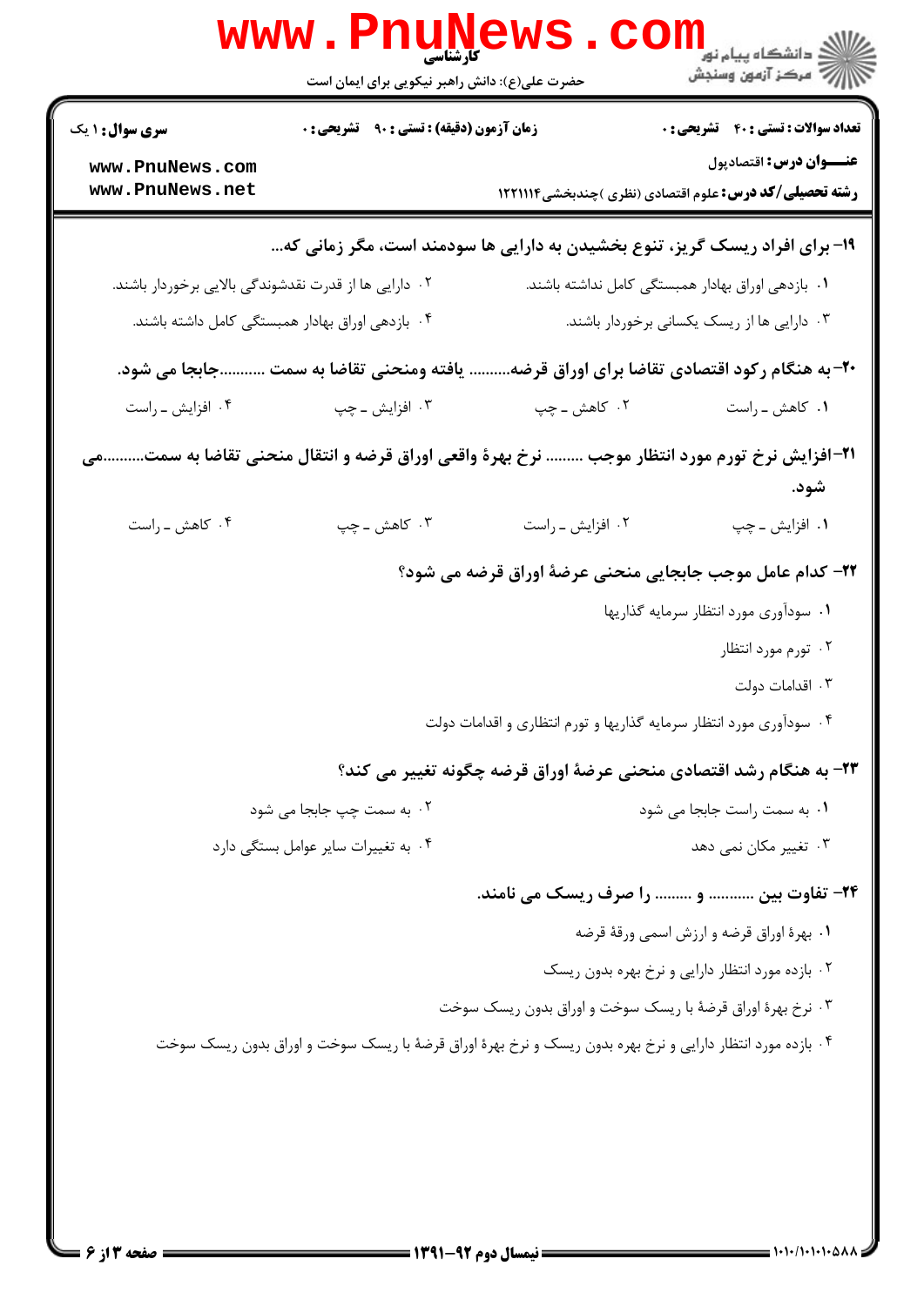**۱۹- برای افراد ریسک گریز، تنوع بخشیدن به دارایی ها سودمند است، مگر زمانی که...**

۱. بازدهی اوراق بهادار همبستگی کامل نداشته باشند.

۲. دارایی ها از قدرت نقدشوندگی بالایی برخوردار باشند.

۳. دارایی ها از ریسک یکسانی برخوردار باشند.

۴. بازدهی اوراق بهادار همبستگی کامل داشته باشند.

**۲۰- به هنگام رکود اقتصادی تقاضا برای اوراق قرضه.......... یافته ومنحنی تقاضا به سمت ..........جابجا می شود.**

۱. کاهش ـ راست

۲. کاهش ـ چپ

۳. افزایش ـ چپ

۴. افزایش ـ راست

**۲۱- افزایش نرخ تورم مورد انتظار موجب ......... نرخ بهرهٔ واقعی اوراق قرضه و انتقال منحنی تقاضا به سمت..........می شود.**

۱. افزایش ـ چپ

۲. افزایش ـ راست

۳. کاهش ـ چپ

۴. کاهش ـ راست

**۲۲- کدام عامل موجب جابجایی منحنی عرضهٔ اوراق قرضه می شود؟**

۱. سودآوری مورد انتظار سرمایه گذاریها

۲. تورم مورد انتظار

۳. اقدامات دولت

۴. سودآوری مورد انتظار سرمایه گذاریها و تورم انتظاری و اقدامات دولت

**۲۳- به هنگام رشد اقتصادی منحنی عرضهٔ اوراق قرضه چگونه تغییر می کند؟**

۱. به سمت راست جابجا می شود

۲. به سمت چپ جابجا می شود

۳. تغییر مکان نمی دهد

۴. به تغییرات سایر عوامل بستگی دارد

**۲۴- تفاوت بین ........... و ......... را صرف ریسک می نامند.**

۱. بهرهٔ اوراق قرضه و ارزش اسمی ورقهٔ قرضه

۲. بازده مورد انتظار دارایی و نرخ بهره بدون ریسک

۳. نرخ بهرهٔ اوراق قرضهٔ با ریسک سوخت و اوراق بدون ریسک سوخت

۴. بازده مورد انتظار دارایی و نرخ بهره بدون ریسک و نرخ بهرهٔ اوراق قرضهٔ با ریسک سوخت و اوراق بدون ریسک سوخت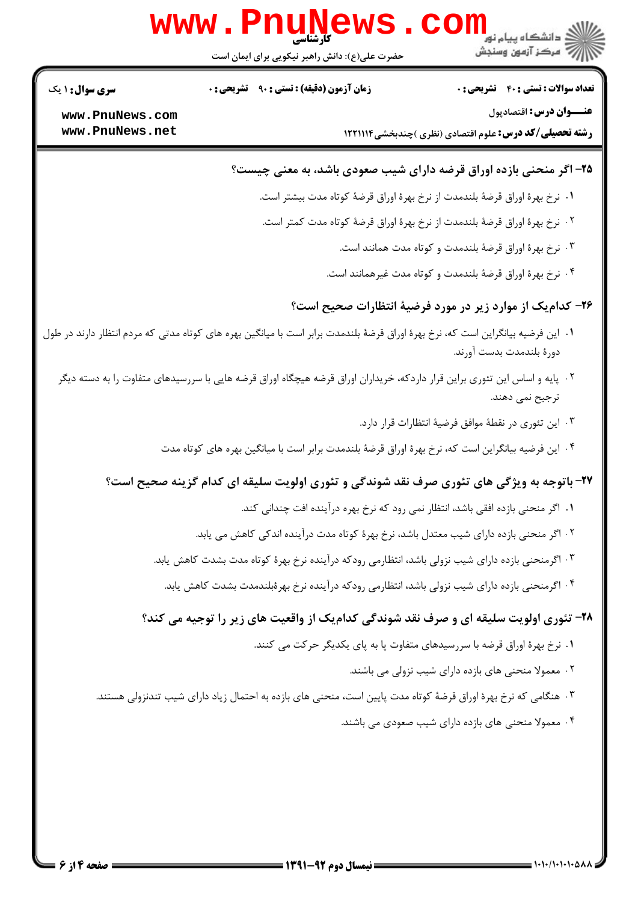**سری سوال:** ۱ یک | **زمان آزمون (دقیقه) : تستی :** ۹۰ **تشریحی :** ۰ | **تعداد سوالات : تستی :** ۴۰ **تشریحی :** ۰

**عنـــوان درس:** اقتصادپول

**رشته تحصیلی/کد درس:** علوم اقتصادی (نظری )چندبخشی ۱۲۲۱۱۱۴

**۲۵- اگر منحنی بازده اوراق قرضه دارای شیب صعودی باشد، به معنی چیست؟**

۱. نرخ بهرهٔ اوراق قرضهٔ بلندمدت از نرخ بهرهٔ اوراق قرضهٔ کوتاه مدت بیشتر است.

۲. نرخ بهرهٔ اوراق قرضهٔ بلندمدت از نرخ بهرهٔ اوراق قرضهٔ کوتاه مدت کمتر است.

۳. نرخ بهرهٔ اوراق قرضهٔ بلندمدت و کوتاه مدت همانند است.

۴. نرخ بهرهٔ اوراق قرضهٔ بلندمدت و کوتاه مدت غیرهمانند است.

**۲۶- کدام‌یک از موارد زیر در مورد فرضیهٔ انتظارات صحیح است؟**

۱. این فرضیه بیانگراین است که، نرخ بهرهٔ اوراق قرضهٔ بلندمدت برابر است با میانگین بهره های کوتاه مدتی که مردم انتظار دارند در طول دورهٔ بلندمدت بدست آورند.

۲. پایه و اساس این تئوری براین قرار داردکه، خریداران اوراق قرضه هیچگاه اوراق قرضه هایی با سررسیدهای متفاوت را به دسته دیگر ترجیح نمی دهند.

۳. این تئوری در نقطهٔ موافق فرضیهٔ انتظارات قرار دارد.

۴. این فرضیه بیانگراین است که، نرخ بهرهٔ اوراق قرضهٔ بلندمدت برابر است با میانگین بهره های کوتاه مدت

**۲۷- باتوجه به ویژگی های تئوری صرف نقد شوندگی و تئوری اولویت سلیقه ای کدام گزینه صحیح است؟**

۱. اگر منحنی بازده افقی باشد، انتظار نمی رود که نرخ بهره درآینده افت چندانی کند.

۲. اگر منحنی بازده دارای شیب معتدل باشد، نرخ بهرهٔ کوتاه مدت درآینده اندکی کاهش می یابد.

۳. اگرمنحنی بازده دارای شیب نزولی باشد، انتظارمی رودکه درآینده نرخ بهرهٔ کوتاه مدت بشدت کاهش یابد.

۴. اگرمنحنی بازده دارای شیب نزولی باشد، انتظارمی رودکه درآینده نرخ بهرهٔبلندمدت بشدت کاهش یابد.

**۲۸- تئوری اولویت سلیقه ای و صرف نقد شوندگی کدام‌یک از واقعیت های زیر را توجیه می کند؟**

۱. نرخ بهرهٔ اوراق قرضه با سررسیدهای متفاوت پا به پای یکدیگر حرکت می کنند.

۲. معمولا منحنی های بازده دارای شیب نزولی می باشند.

۳. هنگامی که نرخ بهرهٔ اوراق قرضهٔ کوتاه مدت پایین است، منحنی های بازده به احتمال زیاد دارای شیب تندنزولی هستند.

۴. معمولا منحنی های بازده دارای شیب صعودی می باشند.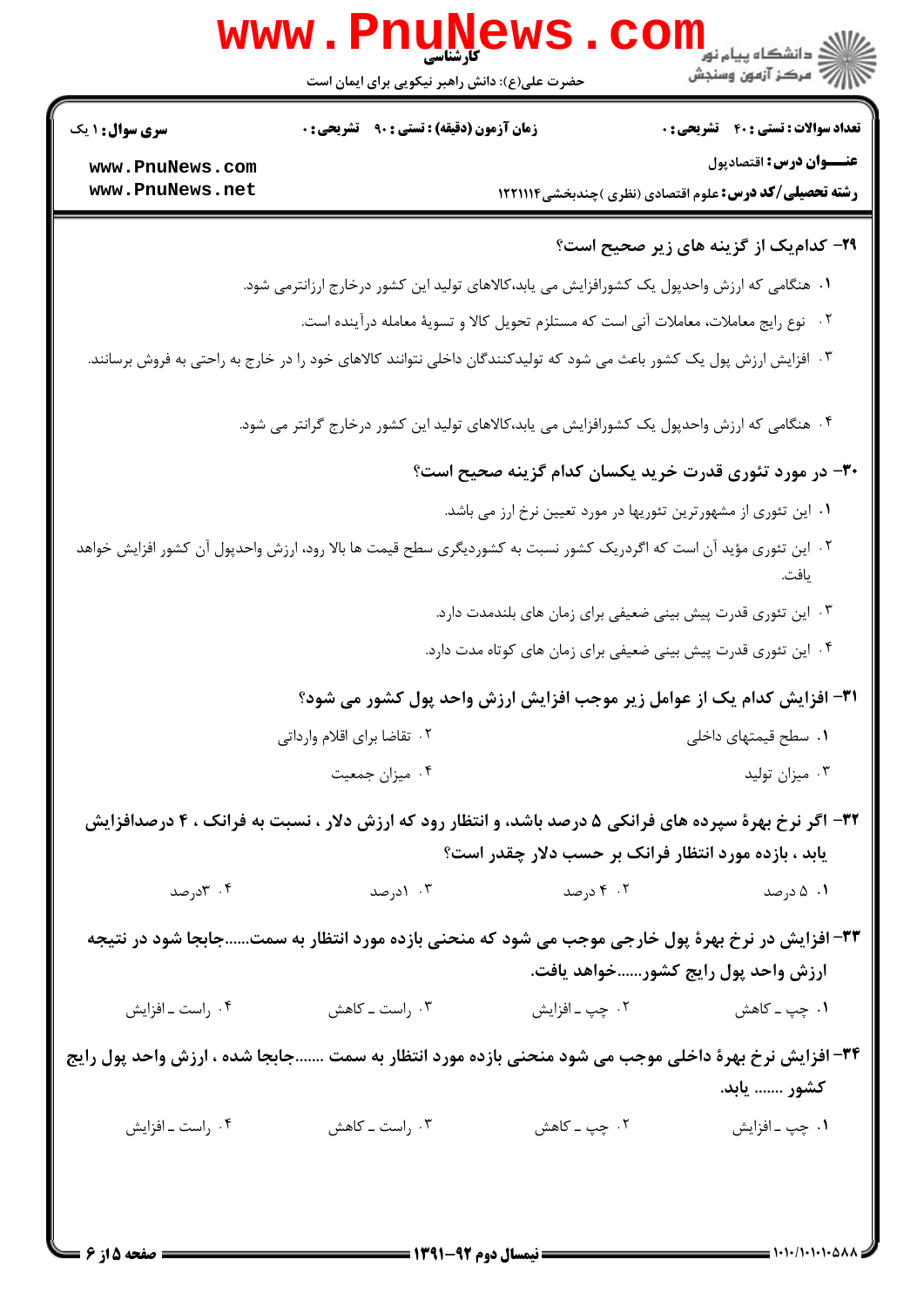۲۹- کدام‌یک از گزینه های زیر صحیح است؟

۱. هنگامی که ارزش واحدپول یک کشورافزایش می یابد،کالاهای تولید این کشور درخارج ارزانترمی شود.

۲. نوع رایج معاملات، معاملات آنی است که مستلزم تحویل کالا و تسویهٔ معامله درآینده است.

۳. افزایش ارزش پول یک کشور باعث می شود که تولیدکنندگان داخلی نتوانند کالاهای خود را در خارج به راحتی به فروش برسانند.

۴. هنگامی که ارزش واحدپول یک کشورافزایش می یابد،کالاهای تولید این کشور درخارج گرانتر می شود.

۳۰- در مورد تئوری قدرت خرید یکسان کدام گزینه صحیح است؟

۱. این تئوری از مشهورترین تئوریها در مورد تعیین نرخ ارز می باشد.

۲. این تئوری مؤید آن است که اگردریک کشور نسبت به کشوردیگری سطح قیمت ها بالا رود، ارزش واحدپول آن کشور افزایش خواهد یافت.

۳. این تئوری قدرت پیش بینی ضعیفی برای زمان های بلندمدت دارد.

۴. این تئوری قدرت پیش بینی ضعیفی برای زمان های کوتاه مدت دارد.

۳۱- افزایش کدام یک از عوامل زیر موجب افزایش ارزش واحد پول کشور می شود؟

۱. سطح قیمتهای داخلی

۲. تقاضا برای اقلام وارداتی

۳. میزان تولید

۴. میزان جمعیت

۳۲- اگر نرخ بهرهٔ سپرده های فرانکی ۵ درصد باشد، و انتظار رود که ارزش دلار ، نسبت به فرانک ، ۴ درصدافزایش یابد ، بازده مورد انتظار فرانک بر حسب دلار چقدر است؟

۱. ۵ درصد

۲. ۴ درصد

۳. ۱درصد

۴. ۳درصد

۳۳- افزایش در نرخ بهرهٔ پول خارجی موجب می شود که منحنی بازده مورد انتظار به سمت......جابجا شود در نتیجه ارزش واحد پول رایج کشور......خواهد یافت.

۱. چپ ـ کاهش

۲. چپ ـ افزایش

۳. راست ـ کاهش

۴. راست ـ افزایش

۳۴- افزایش نرخ بهرهٔ داخلی موجب می شود منحنی بازده مورد انتظار به سمت .......جابجا شده ، ارزش واحد پول رایج کشور ....... یابد.

۱. چپ ـ افزایش

۲. چپ ـ کاهش

۳. راست ـ کاهش

۴. راست ـ افزایش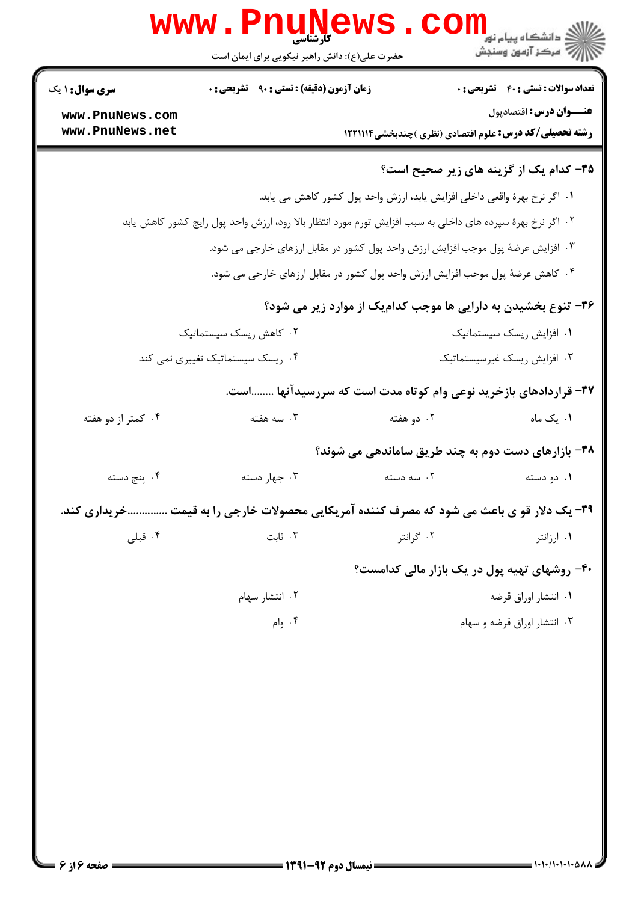**۳۵- کدام یک از گزینه های زیر صحیح است؟**

۱. اگر نرخ بهرهٔ واقعی داخلی افزایش یابد، ارزش واحد پول کشور کاهش می یابد.

۲. اگر نرخ بهرهٔ سپرده های داخلی به سبب افزایش تورم مورد انتظار بالا رود، ارزش واحد پول رایج کشور کاهش یابد

۳. افزایش عرضهٔ پول موجب افزایش ارزش واحد پول کشور در مقابل ارزهای خارجی می شود.

۴. کاهش عرضهٔ پول موجب افزایش ارزش واحد پول کشور در مقابل ارزهای خارجی می شود.

**۳۶- تنوع بخشیدن به دارایی ها موجب کدام‌یک از موارد زیر می شود؟**

۱. افزایش ریسک سیستماتیک

۲. کاهش ریسک سیستماتیک

۳. افزایش ریسک غیرسیستماتیک

۴. ریسک سیستماتیک تغییری نمی کند

**۳۷- قراردادهای بازخرید نوعی وام کوتاه مدت است که سررسیدآنها ........است.**

۱. یک ماه

۲. دو هفته

۳. سه هفته

۴. کمتر از دو هفته

**۳۸- بازارهای دست دوم به چند طریق ساماندهی می شوند؟**

۱. دو دسته

۲. سه دسته

۳. چهار دسته

۴. پنج دسته

**۳۹- یک دلار قو ی باعث می شود که مصرف کننده آمریکایی محصولات خارجی را به قیمت ..............خریداری کند.**

۱. ارزانتر

۲. گرانتر

۳. ثابت

۴. قبلی

**۴۰- روشهای تهیه پول در یک بازار مالی کدامست؟**

۱. انتشار اوراق قرضه

۲. انتشار سهام

۳. انتشار اوراق قرضه و سهام

۴. وام